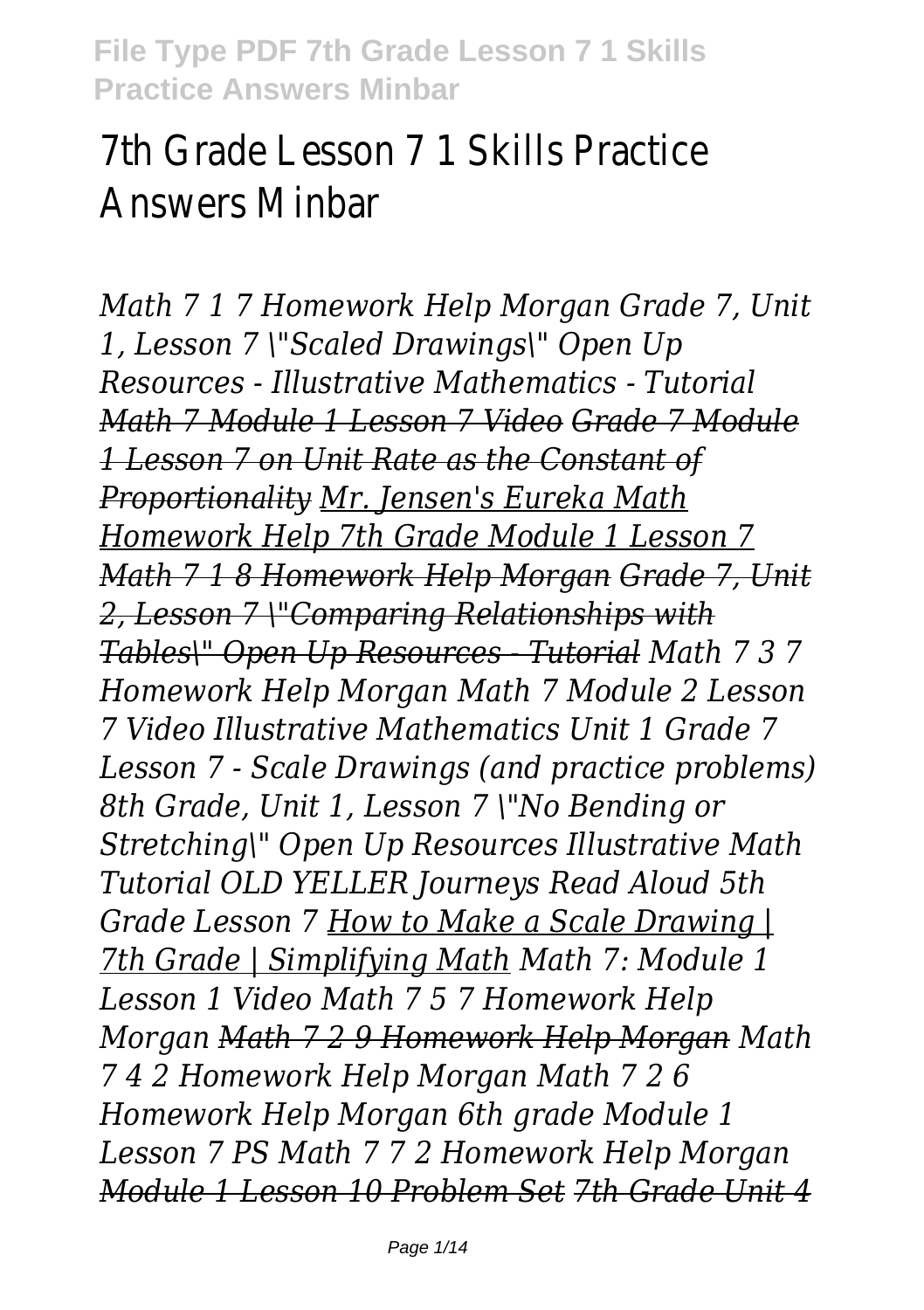# 7th Grade Lesson 7 1 Skills Practice Answers Minbar

*Math 7 1 7 Homework Help Morgan Grade 7, Unit 1, Lesson 7 \"Scaled Drawings\" Open Up Resources - Illustrative Mathematics - Tutorial ~~Math 7 Module 1 Lesson 7 Video~~ ~~Grade 7 Module 1 Lesson 7 on Unit Rate as the Constant of Proportionality~~ Mr. Jensen's Eureka Math Homework Help 7th Grade Module 1 Lesson 7 ~~Math 7 1 8 Homework Help Morgan~~ ~~Grade 7, Unit 2, Lesson 7 \"Comparing Relationships with Tables\" Open Up Resources - Tutorial~~ Math 7 3 7 Homework Help Morgan Math 7 Module 2 Lesson 7 Video Illustrative Mathematics Unit 1 Grade 7 Lesson 7 - Scale Drawings (and practice problems) 8th Grade, Unit 1, Lesson 7 \"No Bending or Stretching\" Open Up Resources Illustrative Math Tutorial OLD YELLER Journeys Read Aloud 5th Grade Lesson 7 How to Make a Scale Drawing | 7th Grade | Simplifying Math Math 7: Module 1 Lesson 1 Video Math 7 5 7 Homework Help Morgan ~~Math 7 2 9 Homework Help Morgan~~ Math 7 4 2 Homework Help Morgan Math 7 2 6 Homework Help Morgan 6th grade Module 1 Lesson 7 PS Math 7 7 2 Homework Help Morgan ~~Module 1 Lesson 10 Problem Set~~ ~~7th Grade Unit 4~~*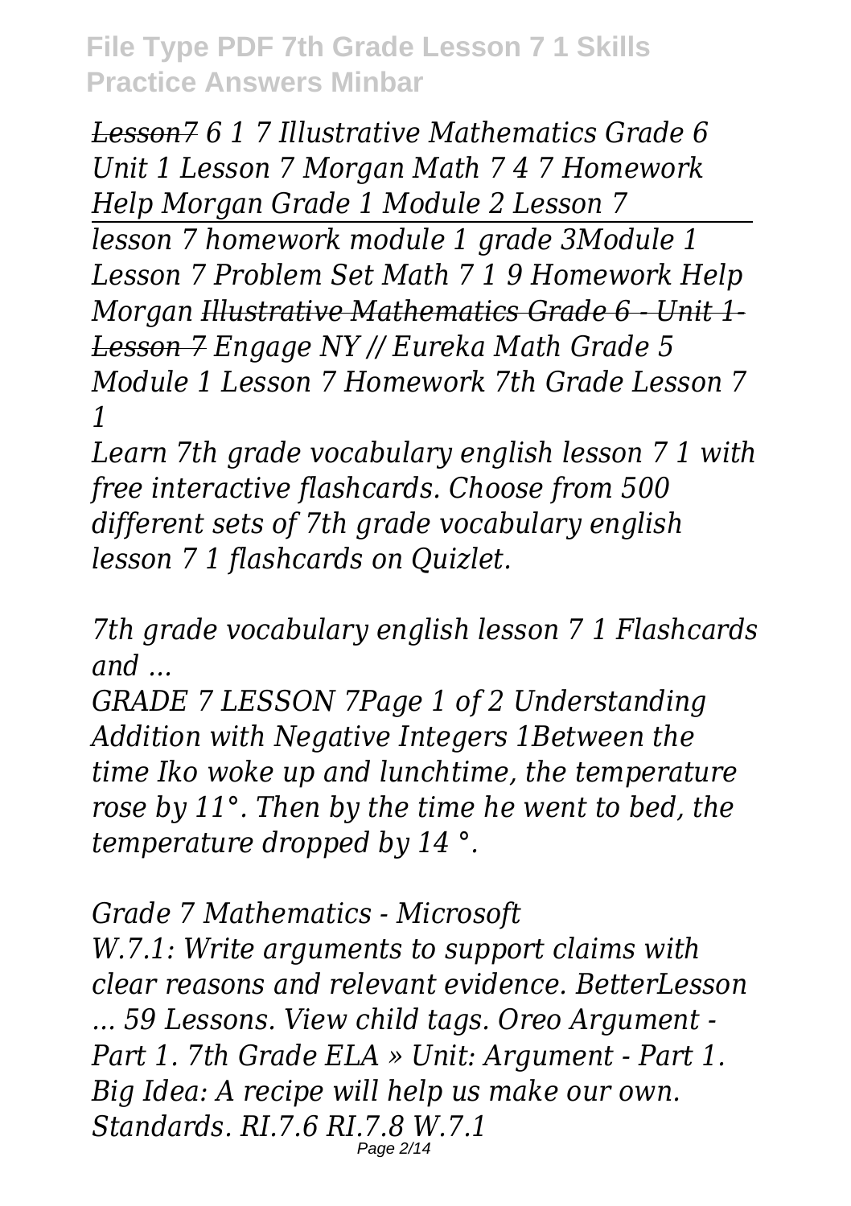*~~Lesson7~~ 6 1 7 Illustrative Mathematics Grade 6 Unit 1 Lesson 7 Morgan Math 7 4 7 Homework Help Morgan Grade 1 Module 2 Lesson 7*

*lesson 7 homework module 1 grade 3Module 1 Lesson 7 Problem Set Math 7 1 9 Homework Help Morgan ~~Illustrative Mathematics Grade 6 - Unit 1- Lesson 7~~ Engage NY // Eureka Math Grade 5 Module 1 Lesson 7 Homework 7th Grade Lesson 7 1*

*Learn 7th grade vocabulary english lesson 7 1 with free interactive flashcards. Choose from 500 different sets of 7th grade vocabulary english lesson 7 1 flashcards on Quizlet.*

*7th grade vocabulary english lesson 7 1 Flashcards and ...*

*GRADE 7 LESSON 7Page 1 of 2 Understanding Addition with Negative Integers 1Between the time Iko woke up and lunchtime, the temperature rose by 11°. Then by the time he went to bed, the temperature dropped by 14 °.*

*Grade 7 Mathematics - Microsoft*

*W.7.1: Write arguments to support claims with clear reasons and relevant evidence. BetterLesson ... 59 Lessons. View child tags. Oreo Argument - Part 1. 7th Grade ELA » Unit: Argument - Part 1. Big Idea: A recipe will help us make our own. Standards. RI.7.6 RI.7.8 W.7.1*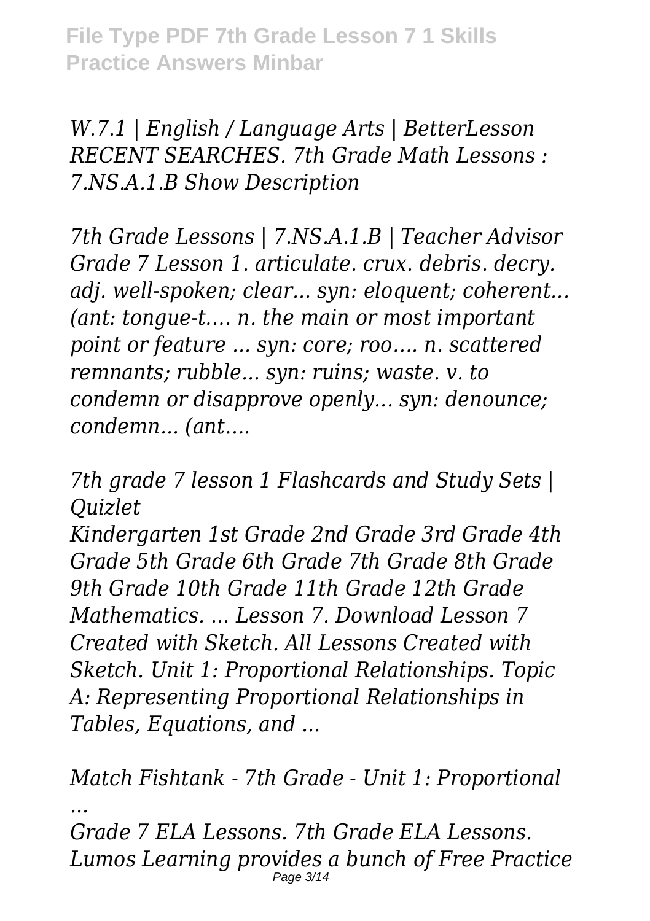*W.7.1 | English / Language Arts | BetterLesson RECENT SEARCHES. 7th Grade Math Lessons : 7.NS.A.1.B Show Description*

*7th Grade Lessons | 7.NS.A.1.B | Teacher Advisor Grade 7 Lesson 1. articulate. crux. debris. decry. adj. well-spoken; clear... syn: eloquent; coherent... (ant: tongue-t…. n. the main or most important point or feature ... syn: core; roo…. n. scattered remnants; rubble... syn: ruins; waste. v. to condemn or disapprove openly... syn: denounce; condemn... (ant….*

*7th grade 7 lesson 1 Flashcards and Study Sets | Quizlet*

*Kindergarten 1st Grade 2nd Grade 3rd Grade 4th Grade 5th Grade 6th Grade 7th Grade 8th Grade 9th Grade 10th Grade 11th Grade 12th Grade Mathematics. ... Lesson 7. Download Lesson 7 Created with Sketch. All Lessons Created with Sketch. Unit 1: Proportional Relationships. Topic A: Representing Proportional Relationships in Tables, Equations, and ...*

*Match Fishtank - 7th Grade - Unit 1: Proportional ...*

*Grade 7 ELA Lessons. 7th Grade ELA Lessons. Lumos Learning provides a bunch of Free Practice*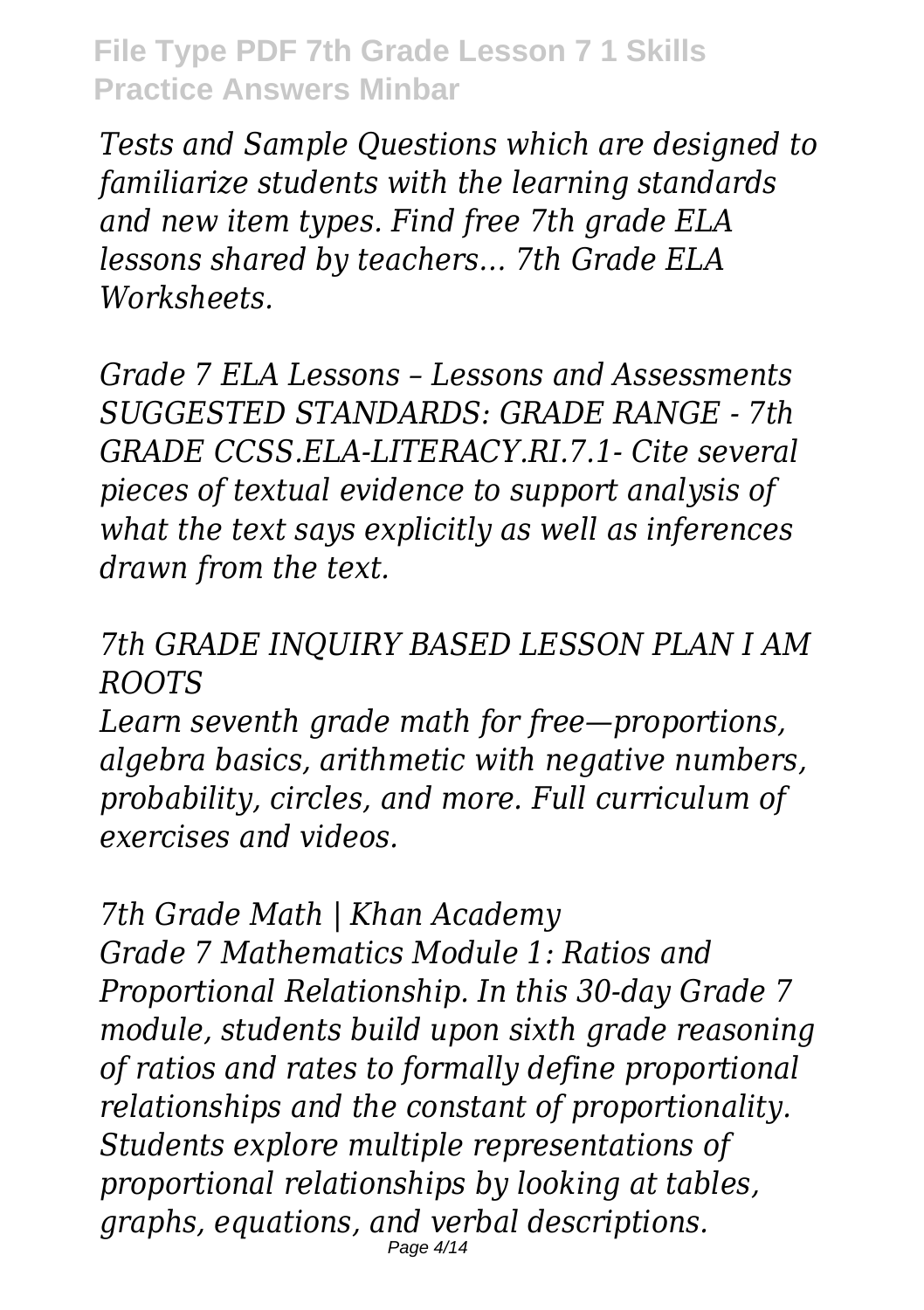*Tests and Sample Questions which are designed to familiarize students with the learning standards and new item types. Find free 7th grade ELA lessons shared by teachers... 7th Grade ELA Worksheets.*

*Grade 7 ELA Lessons – Lessons and Assessments SUGGESTED STANDARDS: GRADE RANGE - 7th GRADE CCSS.ELA-LITERACY.RI.7.1- Cite several pieces of textual evidence to support analysis of what the text says explicitly as well as inferences drawn from the text.*

*7th GRADE INQUIRY BASED LESSON PLAN I AM ROOTS*

*Learn seventh grade math for free—proportions, algebra basics, arithmetic with negative numbers, probability, circles, and more. Full curriculum of exercises and videos.*

*7th Grade Math | Khan Academy*

*Grade 7 Mathematics Module 1: Ratios and Proportional Relationship. In this 30-day Grade 7 module, students build upon sixth grade reasoning of ratios and rates to formally define proportional relationships and the constant of proportionality. Students explore multiple representations of proportional relationships by looking at tables, graphs, equations, and verbal descriptions.*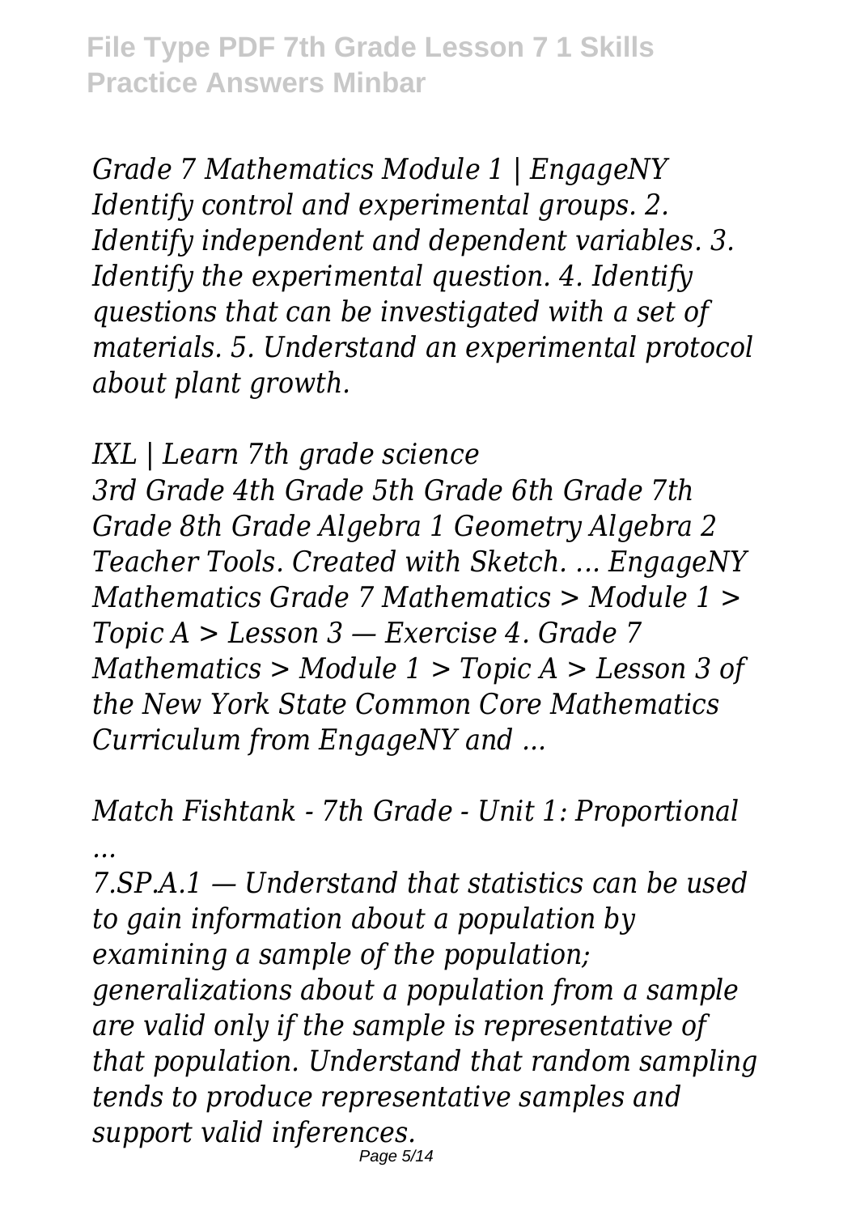*Grade 7 Mathematics Module 1 | EngageNY Identify control and experimental groups. 2. Identify independent and dependent variables. 3. Identify the experimental question. 4. Identify questions that can be investigated with a set of materials. 5. Understand an experimental protocol about plant growth.*

*IXL | Learn 7th grade science*

*3rd Grade 4th Grade 5th Grade 6th Grade 7th Grade 8th Grade Algebra 1 Geometry Algebra 2 Teacher Tools. Created with Sketch. ... EngageNY Mathematics Grade 7 Mathematics > Module 1 > Topic A > Lesson 3 — Exercise 4. Grade 7 Mathematics > Module 1 > Topic A > Lesson 3 of the New York State Common Core Mathematics Curriculum from EngageNY and ...*

*Match Fishtank - 7th Grade - Unit 1: Proportional ...*

*7.SP.A.1 — Understand that statistics can be used to gain information about a population by examining a sample of the population; generalizations about a population from a sample are valid only if the sample is representative of that population. Understand that random sampling tends to produce representative samples and support valid inferences.*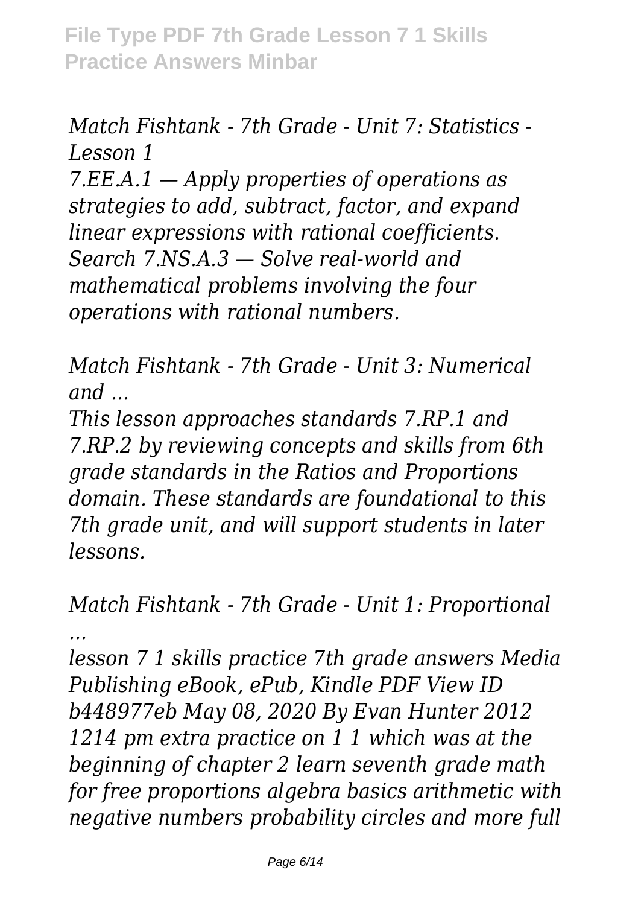*Match Fishtank - 7th Grade - Unit 7: Statistics - Lesson 1*

*7.EE.A.1 — Apply properties of operations as strategies to add, subtract, factor, and expand linear expressions with rational coefficients. Search 7.NS.A.3 — Solve real-world and mathematical problems involving the four operations with rational numbers.*

*Match Fishtank - 7th Grade - Unit 3: Numerical and ...*

*This lesson approaches standards 7.RP.1 and 7.RP.2 by reviewing concepts and skills from 6th grade standards in the Ratios and Proportions domain. These standards are foundational to this 7th grade unit, and will support students in later lessons.*

*Match Fishtank - 7th Grade - Unit 1: Proportional ...*

*lesson 7 1 skills practice 7th grade answers Media Publishing eBook, ePub, Kindle PDF View ID b448977eb May 08, 2020 By Evan Hunter 2012 1214 pm extra practice on 1 1 which was at the beginning of chapter 2 learn seventh grade math for free proportions algebra basics arithmetic with negative numbers probability circles and more full*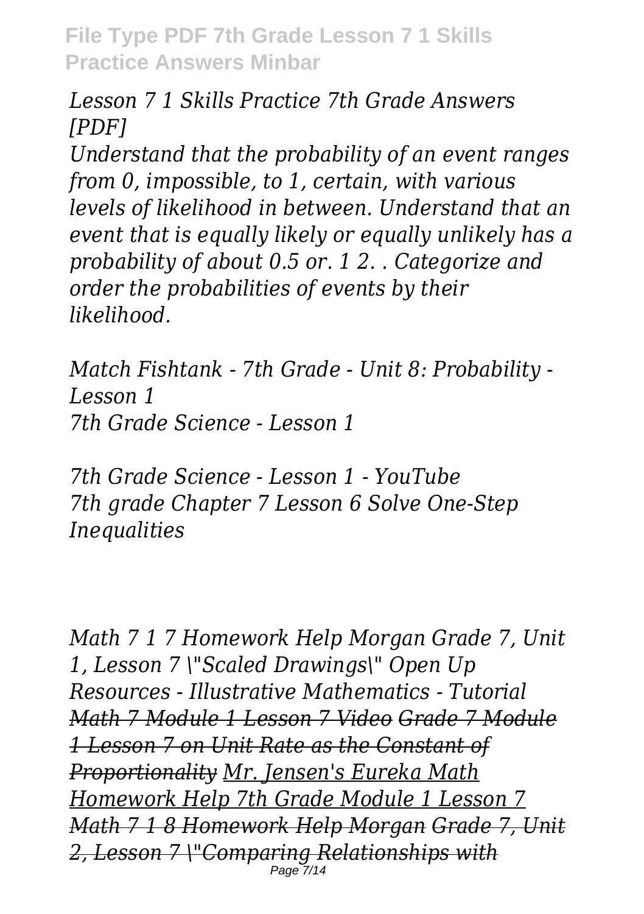*Lesson 7 1 Skills Practice 7th Grade Answers [PDF]*

*Understand that the probability of an event ranges from 0, impossible, to 1, certain, with various levels of likelihood in between. Understand that an event that is equally likely or equally unlikely has a probability of about 0.5 or. 1 2. . Categorize and order the probabilities of events by their likelihood.*

*Match Fishtank - 7th Grade - Unit 8: Probability - Lesson 1*
*7th Grade Science - Lesson 1*

*7th Grade Science - Lesson 1 - YouTube*
*7th grade Chapter 7 Lesson 6 Solve One-Step Inequalities*

*Math 7 1 7 Homework Help Morgan Grade 7, Unit 1, Lesson 7 \"Scaled Drawings\" Open Up Resources - Illustrative Mathematics - Tutorial* ~~*Math 7 Module 1 Lesson 7 Video*~~ ~~*Grade 7 Module 1 Lesson 7 on Unit Rate as the Constant of Proportionality*~~ *Mr. Jensen's Eureka Math Homework Help 7th Grade Module 1 Lesson 7* ~~*Math 7 1 8 Homework Help Morgan*~~ ~~*Grade 7, Unit 2, Lesson 7 \"Comparing Relationships with*~~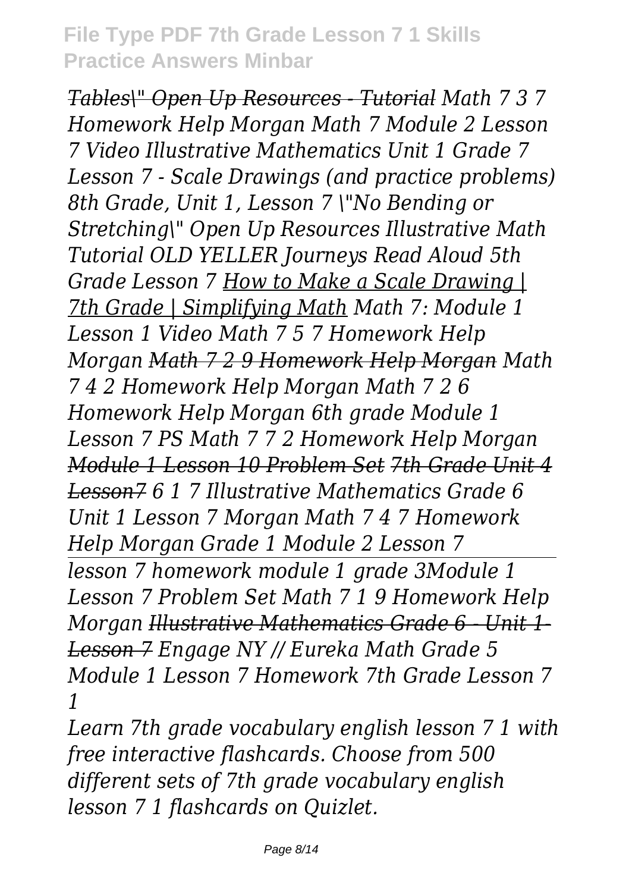*~~Tables\" Open Up Resources - Tutorial~~ Math 7 3 7 Homework Help Morgan Math 7 Module 2 Lesson 7 Video Illustrative Mathematics Unit 1 Grade 7 Lesson 7 - Scale Drawings (and practice problems) 8th Grade, Unit 1, Lesson 7 \"No Bending or Stretching\" Open Up Resources Illustrative Math Tutorial OLD YELLER Journeys Read Aloud 5th Grade Lesson 7 How to Make a Scale Drawing | 7th Grade | Simplifying Math Math 7: Module 1 Lesson 1 Video Math 7 5 7 Homework Help Morgan ~~Math 7 2 9 Homework Help Morgan~~ Math 7 4 2 Homework Help Morgan Math 7 2 6 Homework Help Morgan 6th grade Module 1 Lesson 7 PS Math 7 7 2 Homework Help Morgan ~~Module 1 Lesson 10 Problem Set~~ ~~7th Grade Unit 4 Lesson7~~ 6 1 7 Illustrative Mathematics Grade 6 Unit 1 Lesson 7 Morgan Math 7 4 7 Homework Help Morgan Grade 1 Module 2 Lesson 7*

*lesson 7 homework module 1 grade 3Module 1 Lesson 7 Problem Set Math 7 1 9 Homework Help Morgan ~~Illustrative Mathematics Grade 6 - Unit 1- Lesson 7~~ Engage NY // Eureka Math Grade 5 Module 1 Lesson 7 Homework 7th Grade Lesson 7 1*

*Learn 7th grade vocabulary english lesson 7 1 with free interactive flashcards. Choose from 500 different sets of 7th grade vocabulary english lesson 7 1 flashcards on Quizlet.*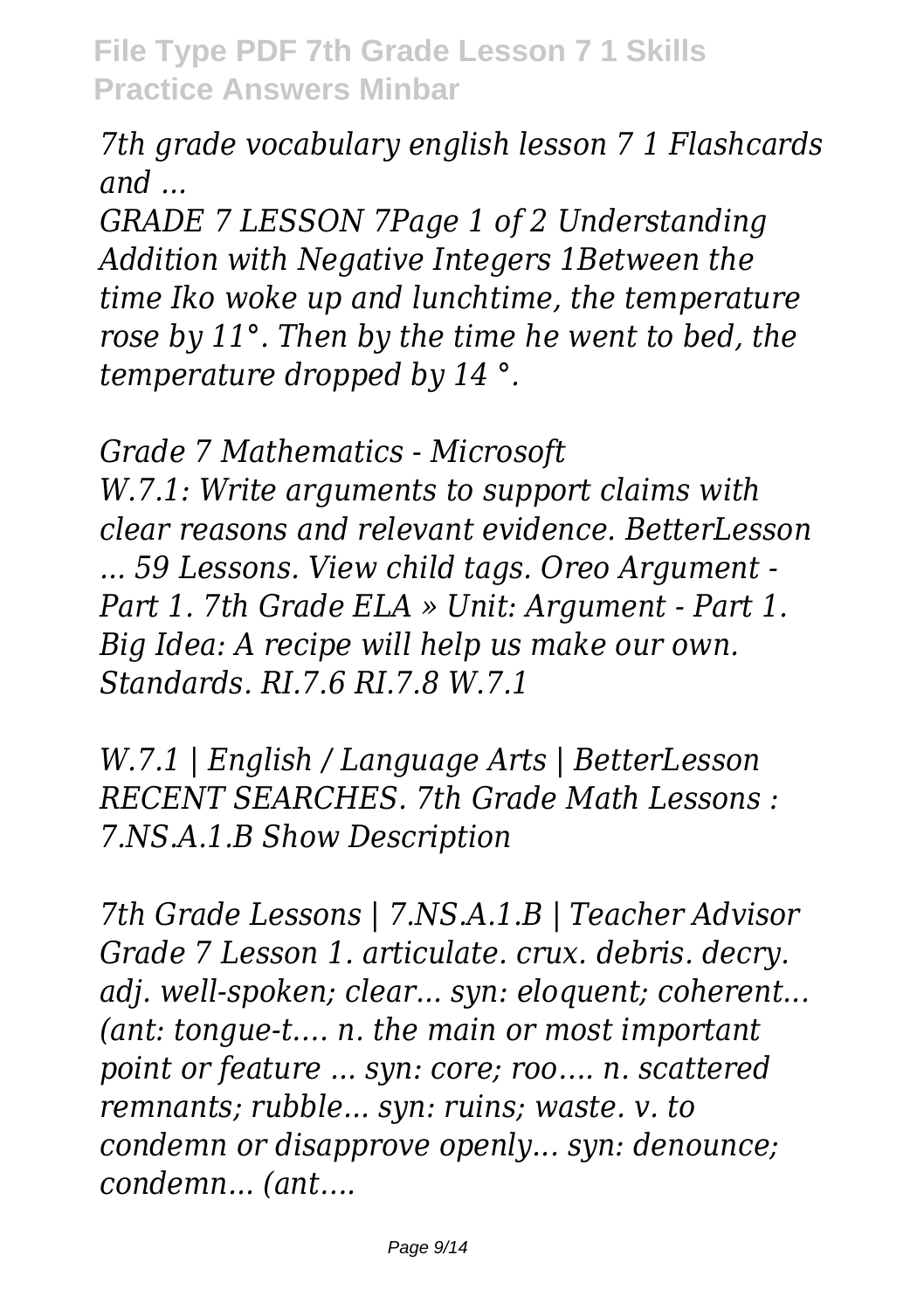*7th grade vocabulary english lesson 7 1 Flashcards and ...*

*GRADE 7 LESSON 7Page 1 of 2 Understanding Addition with Negative Integers 1Between the time Iko woke up and lunchtime, the temperature rose by 11°. Then by the time he went to bed, the temperature dropped by 14 °.*

*Grade 7 Mathematics - Microsoft*

*W.7.1: Write arguments to support claims with clear reasons and relevant evidence. BetterLesson ... 59 Lessons. View child tags. Oreo Argument - Part 1. 7th Grade ELA » Unit: Argument - Part 1. Big Idea: A recipe will help us make our own. Standards. RI.7.6 RI.7.8 W.7.1*

*W.7.1 | English / Language Arts | BetterLesson RECENT SEARCHES. 7th Grade Math Lessons : 7.NS.A.1.B Show Description*

*7th Grade Lessons | 7.NS.A.1.B | Teacher Advisor Grade 7 Lesson 1. articulate. crux. debris. decry. adj. well-spoken; clear... syn: eloquent; coherent... (ant: tongue-t…. n. the main or most important point or feature ... syn: core; roo…. n. scattered remnants; rubble... syn: ruins; waste. v. to condemn or disapprove openly... syn: denounce; condemn... (ant….*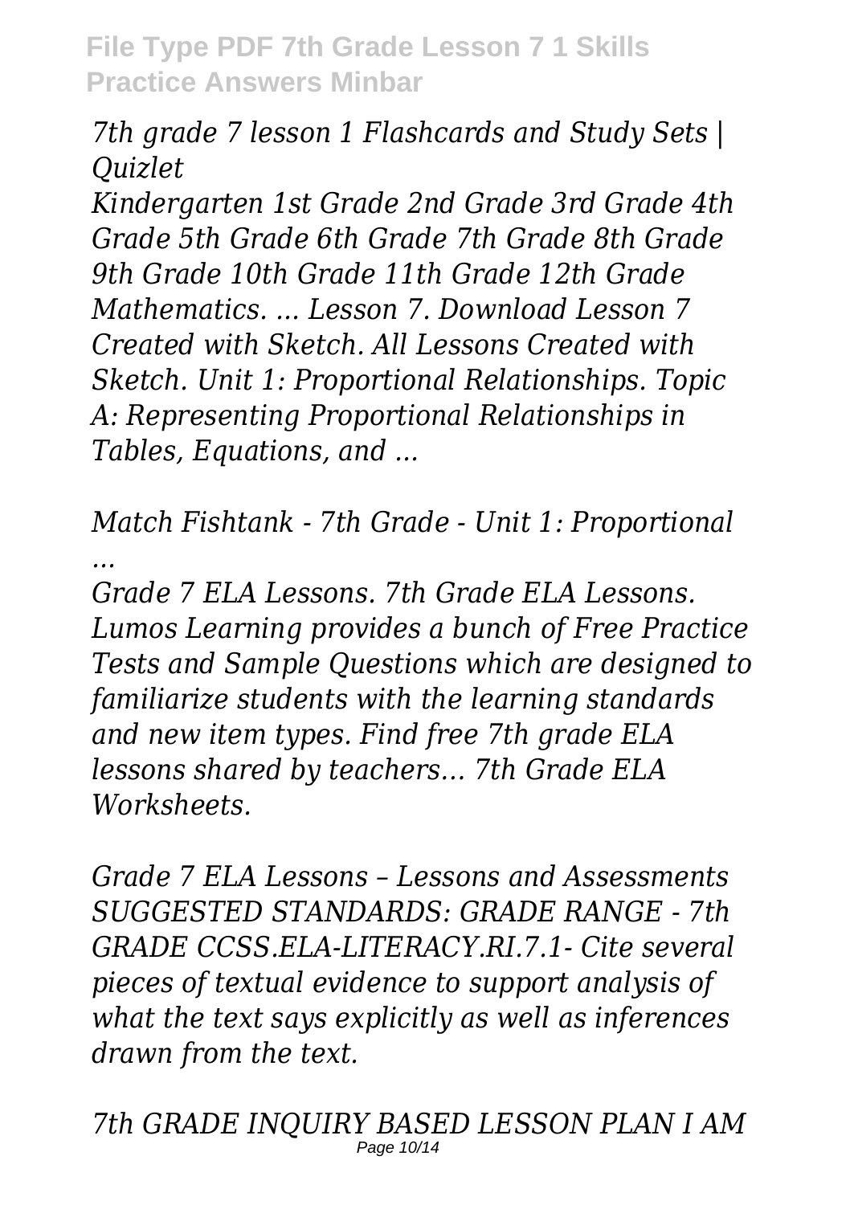*7th grade 7 lesson 1 Flashcards and Study Sets | Quizlet*

*Kindergarten 1st Grade 2nd Grade 3rd Grade 4th Grade 5th Grade 6th Grade 7th Grade 8th Grade 9th Grade 10th Grade 11th Grade 12th Grade Mathematics. ... Lesson 7. Download Lesson 7 Created with Sketch. All Lessons Created with Sketch. Unit 1: Proportional Relationships. Topic A: Representing Proportional Relationships in Tables, Equations, and ...*

*Match Fishtank - 7th Grade - Unit 1: Proportional ...*

*Grade 7 ELA Lessons. 7th Grade ELA Lessons. Lumos Learning provides a bunch of Free Practice Tests and Sample Questions which are designed to familiarize students with the learning standards and new item types. Find free 7th grade ELA lessons shared by teachers... 7th Grade ELA Worksheets.*

*Grade 7 ELA Lessons – Lessons and Assessments*

*SUGGESTED STANDARDS: GRADE RANGE - 7th GRADE CCSS.ELA-LITERACY.RI.7.1- Cite several pieces of textual evidence to support analysis of what the text says explicitly as well as inferences drawn from the text.*

*7th GRADE INQUIRY BASED LESSON PLAN I AM*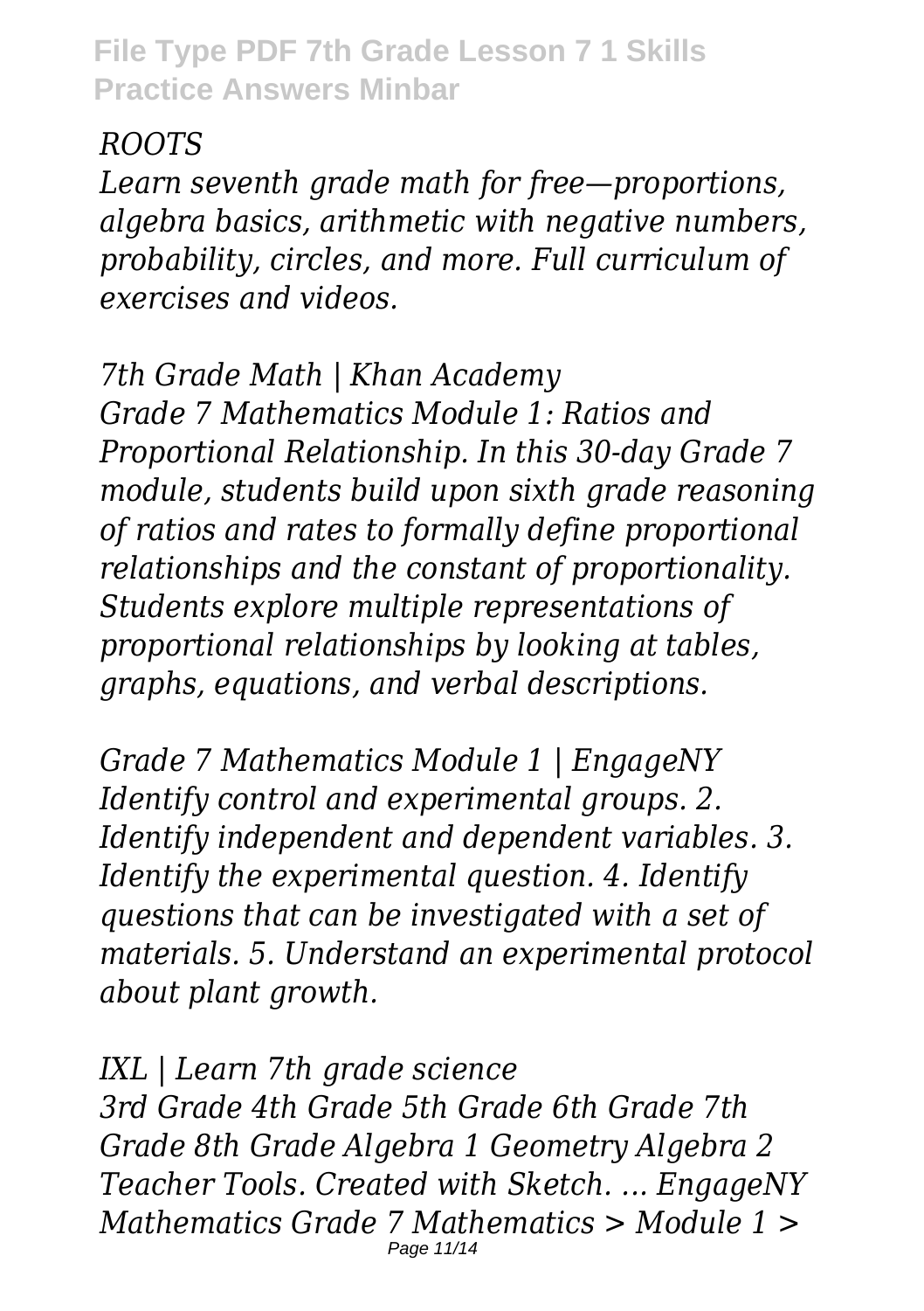*ROOTS*

*Learn seventh grade math for free—proportions, algebra basics, arithmetic with negative numbers, probability, circles, and more. Full curriculum of exercises and videos.*

*7th Grade Math | Khan Academy*

*Grade 7 Mathematics Module 1: Ratios and Proportional Relationship. In this 30-day Grade 7 module, students build upon sixth grade reasoning of ratios and rates to formally define proportional relationships and the constant of proportionality. Students explore multiple representations of proportional relationships by looking at tables, graphs, equations, and verbal descriptions.*

*Grade 7 Mathematics Module 1 | EngageNY*

*Identify control and experimental groups. 2. Identify independent and dependent variables. 3. Identify the experimental question. 4. Identify questions that can be investigated with a set of materials. 5. Understand an experimental protocol about plant growth.*

*IXL | Learn 7th grade science*

*3rd Grade 4th Grade 5th Grade 6th Grade 7th Grade 8th Grade Algebra 1 Geometry Algebra 2 Teacher Tools. Created with Sketch. ... EngageNY Mathematics Grade 7 Mathematics > Module 1 >*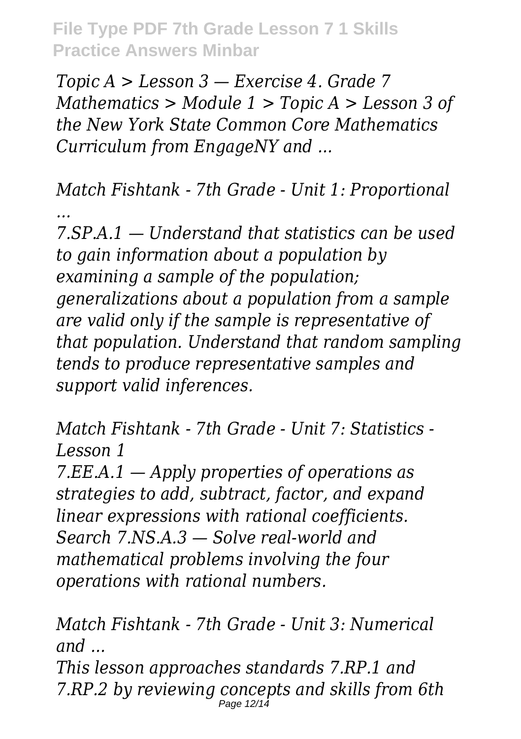*Topic A > Lesson 3 — Exercise 4. Grade 7 Mathematics > Module 1 > Topic A > Lesson 3 of the New York State Common Core Mathematics Curriculum from EngageNY and ...*

*Match Fishtank - 7th Grade - Unit 1: Proportional ...*

*7.SP.A.1 — Understand that statistics can be used to gain information about a population by examining a sample of the population; generalizations about a population from a sample are valid only if the sample is representative of that population. Understand that random sampling tends to produce representative samples and support valid inferences.*

*Match Fishtank - 7th Grade - Unit 7: Statistics - Lesson 1*

*7.EE.A.1 — Apply properties of operations as strategies to add, subtract, factor, and expand linear expressions with rational coefficients. Search 7.NS.A.3 — Solve real-world and mathematical problems involving the four operations with rational numbers.*

*Match Fishtank - 7th Grade - Unit 3: Numerical and ...*

*This lesson approaches standards 7.RP.1 and 7.RP.2 by reviewing concepts and skills from 6th*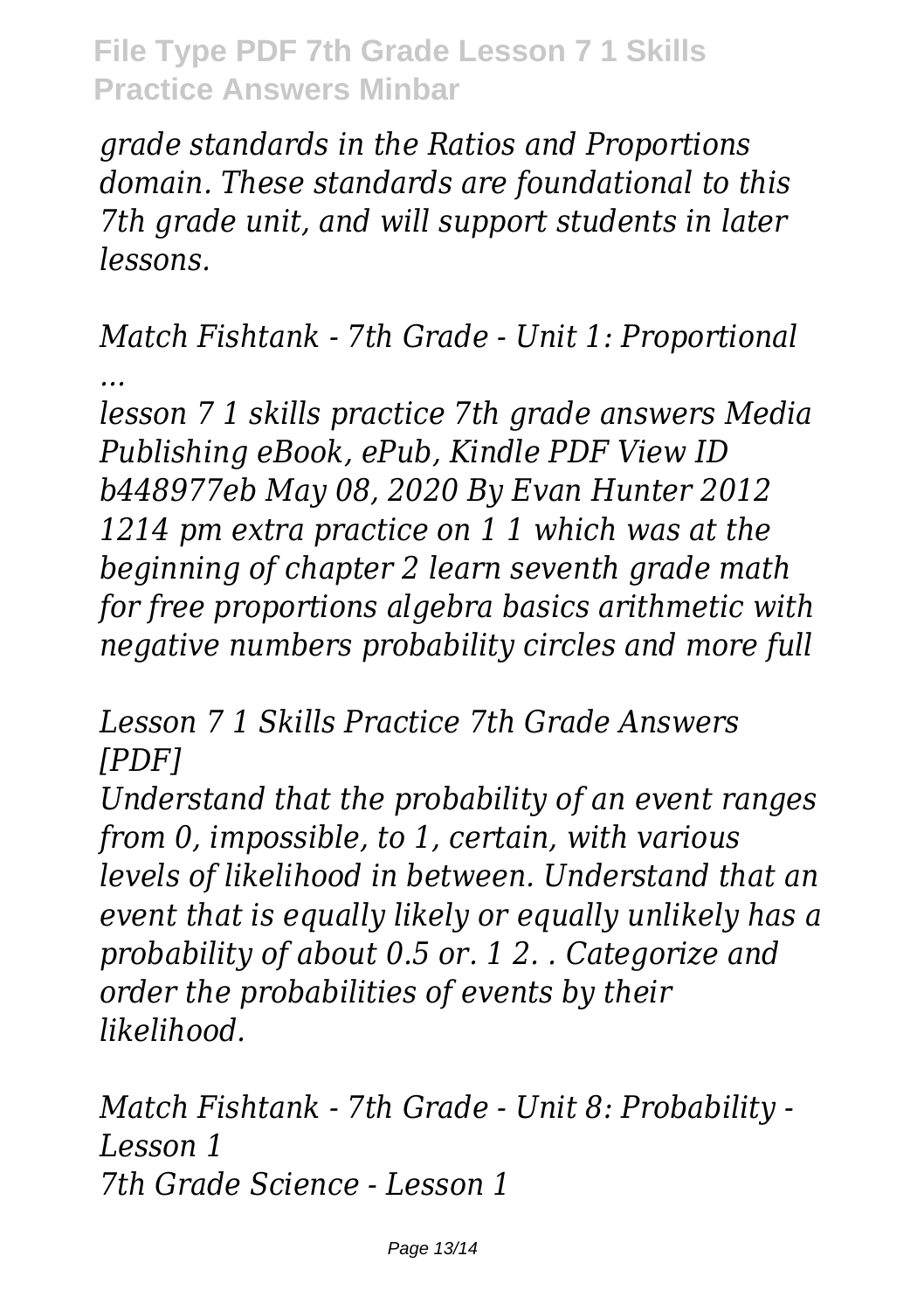*grade standards in the Ratios and Proportions domain. These standards are foundational to this 7th grade unit, and will support students in later lessons.*

*Match Fishtank - 7th Grade - Unit 1: Proportional ...*

*lesson 7 1 skills practice 7th grade answers Media Publishing eBook, ePub, Kindle PDF View ID b448977eb May 08, 2020 By Evan Hunter 2012 1214 pm extra practice on 1 1 which was at the beginning of chapter 2 learn seventh grade math for free proportions algebra basics arithmetic with negative numbers probability circles and more full*

*Lesson 7 1 Skills Practice 7th Grade Answers [PDF]*

*Understand that the probability of an event ranges from 0, impossible, to 1, certain, with various levels of likelihood in between. Understand that an event that is equally likely or equally unlikely has a probability of about 0.5 or. 1 2. . Categorize and order the probabilities of events by their likelihood.*

*Match Fishtank - 7th Grade - Unit 8: Probability - Lesson 1*

*7th Grade Science - Lesson 1*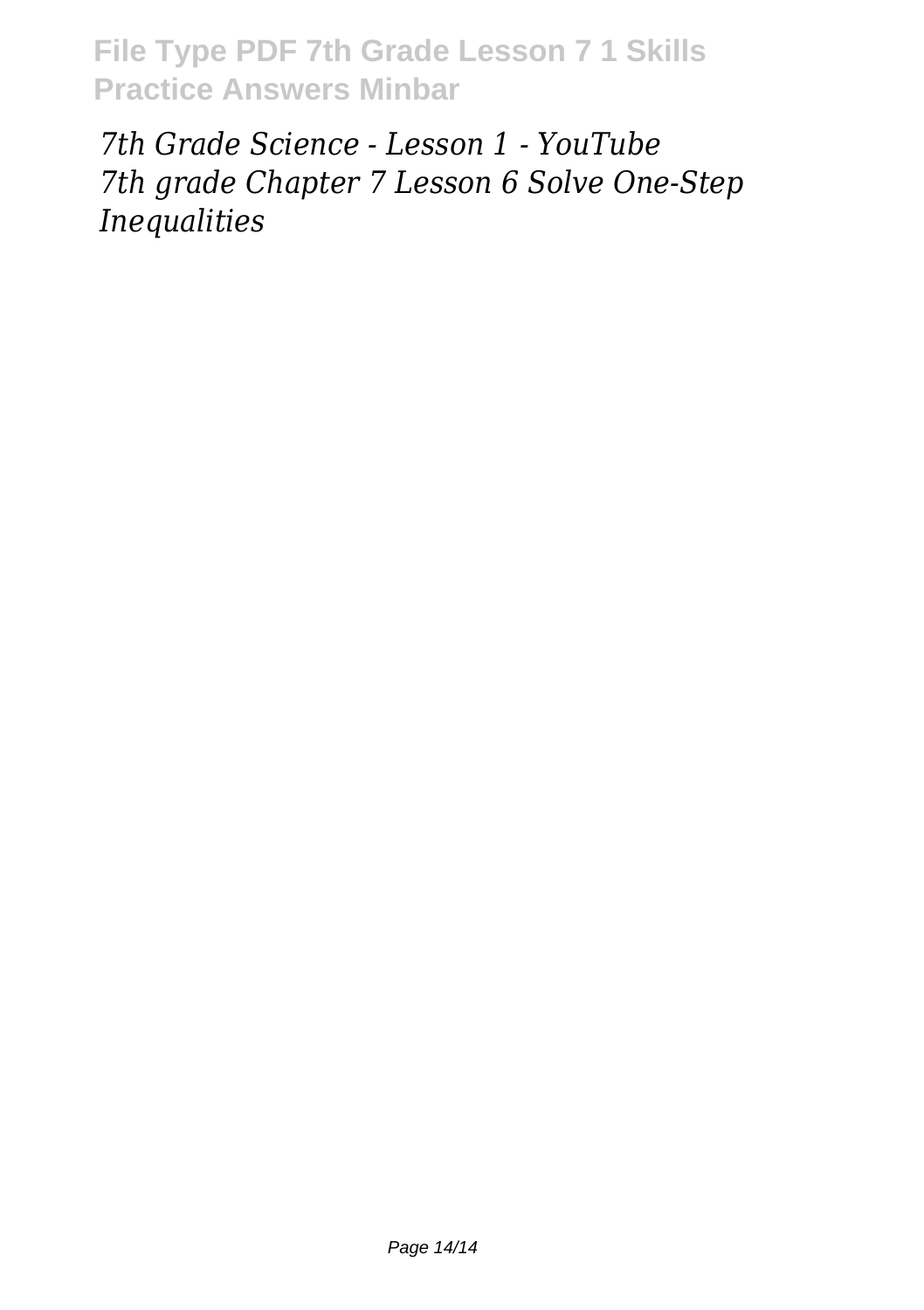*7th Grade Science - Lesson 1 - YouTube*
*7th grade Chapter 7 Lesson 6 Solve One-Step Inequalities*